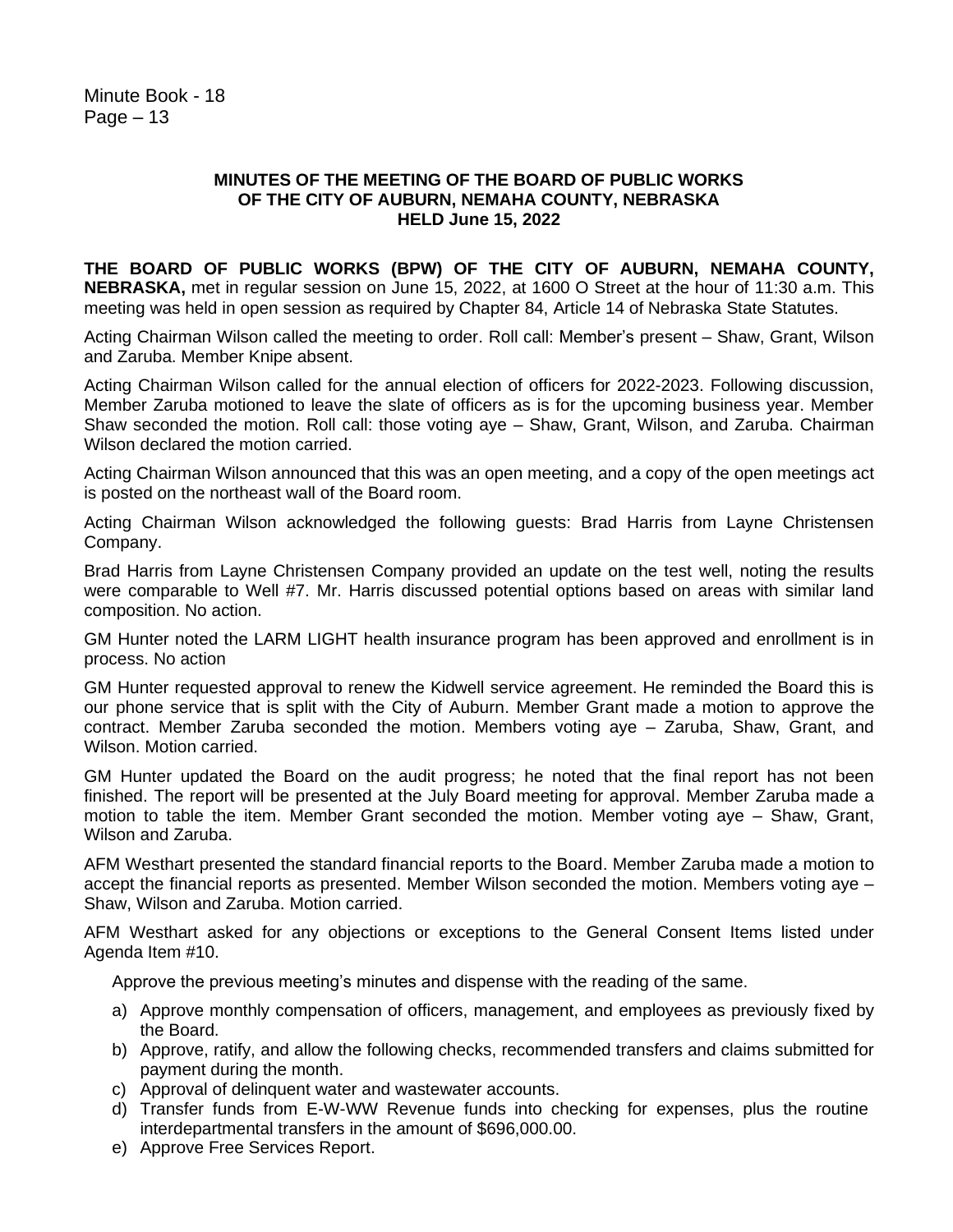Minute Book - 18
Page – 13

**MINUTES OF THE MEETING OF THE BOARD OF PUBLIC WORKS OF THE CITY OF AUBURN, NEMAHA COUNTY, NEBRASKA HELD June 15, 2022**

**THE BOARD OF PUBLIC WORKS (BPW) OF THE CITY OF AUBURN, NEMAHA COUNTY, NEBRASKA,** met in regular session on June 15, 2022, at 1600 O Street at the hour of 11:30 a.m. This meeting was held in open session as required by Chapter 84, Article 14 of Nebraska State Statutes.

Acting Chairman Wilson called the meeting to order. Roll call: Member's present – Shaw, Grant, Wilson and Zaruba. Member Knipe absent.

Acting Chairman Wilson called for the annual election of officers for 2022-2023. Following discussion, Member Zaruba motioned to leave the slate of officers as is for the upcoming business year. Member Shaw seconded the motion. Roll call: those voting aye – Shaw, Grant, Wilson, and Zaruba. Chairman Wilson declared the motion carried.

Acting Chairman Wilson announced that this was an open meeting, and a copy of the open meetings act is posted on the northeast wall of the Board room.

Acting Chairman Wilson acknowledged the following guests: Brad Harris from Layne Christensen Company.

Brad Harris from Layne Christensen Company provided an update on the test well, noting the results were comparable to Well #7. Mr. Harris discussed potential options based on areas with similar land composition. No action.

GM Hunter noted the LARM LIGHT health insurance program has been approved and enrollment is in process. No action

GM Hunter requested approval to renew the Kidwell service agreement. He reminded the Board this is our phone service that is split with the City of Auburn. Member Grant made a motion to approve the contract. Member Zaruba seconded the motion. Members voting aye – Zaruba, Shaw, Grant, and Wilson. Motion carried.

GM Hunter updated the Board on the audit progress; he noted that the final report has not been finished. The report will be presented at the July Board meeting for approval. Member Zaruba made a motion to table the item. Member Grant seconded the motion. Member voting aye – Shaw, Grant, Wilson and Zaruba.

AFM Westhart presented the standard financial reports to the Board. Member Zaruba made a motion to accept the financial reports as presented. Member Wilson seconded the motion. Members voting aye – Shaw, Wilson and Zaruba. Motion carried.

AFM Westhart asked for any objections or exceptions to the General Consent Items listed under Agenda Item #10.

Approve the previous meeting's minutes and dispense with the reading of the same.

a) Approve monthly compensation of officers, management, and employees as previously fixed by the Board.
b) Approve, ratify, and allow the following checks, recommended transfers and claims submitted for payment during the month.
c) Approval of delinquent water and wastewater accounts.
d) Transfer funds from E-W-WW Revenue funds into checking for expenses, plus the routine interdepartmental transfers in the amount of $696,000.00.
e) Approve Free Services Report.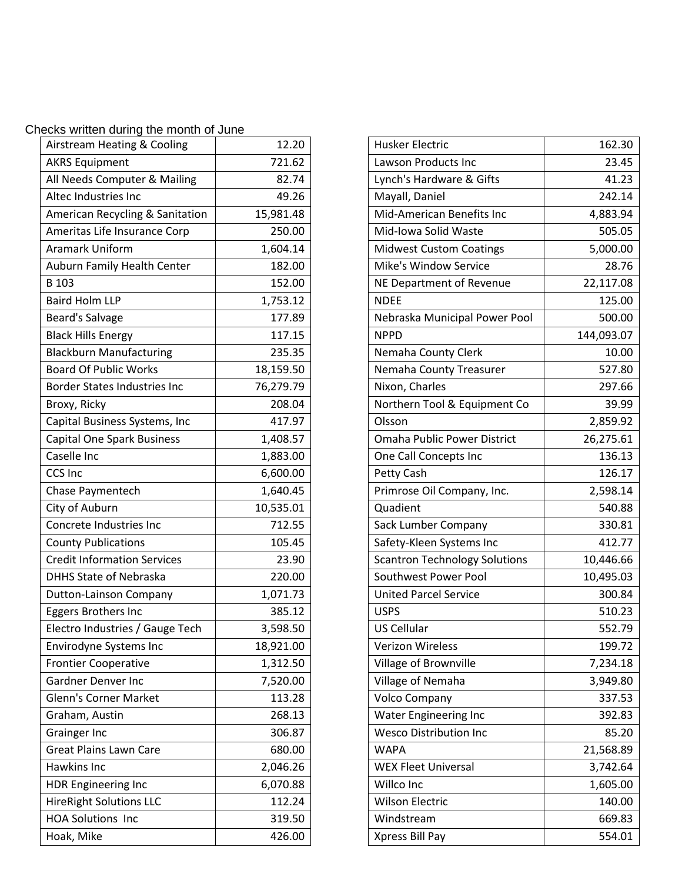Checks written during the month of June

| Vendor | Amount |
|---|---|
| Airstream Heating & Cooling | 12.20 |
| AKRS Equipment | 721.62 |
| All Needs Computer & Mailing | 82.74 |
| Altec Industries Inc | 49.26 |
| American Recycling & Sanitation | 15,981.48 |
| Ameritas Life Insurance Corp | 250.00 |
| Aramark Uniform | 1,604.14 |
| Auburn Family Health Center | 182.00 |
| B 103 | 152.00 |
| Baird Holm LLP | 1,753.12 |
| Beard's Salvage | 177.89 |
| Black Hills Energy | 117.15 |
| Blackburn Manufacturing | 235.35 |
| Board Of Public Works | 18,159.50 |
| Border States Industries Inc | 76,279.79 |
| Broxy, Ricky | 208.04 |
| Capital Business Systems, Inc | 417.97 |
| Capital One Spark Business | 1,408.57 |
| Caselle Inc | 1,883.00 |
| CCS Inc | 6,600.00 |
| Chase Paymentech | 1,640.45 |
| City of Auburn | 10,535.01 |
| Concrete Industries Inc | 712.55 |
| County Publications | 105.45 |
| Credit Information Services | 23.90 |
| DHHS State of Nebraska | 220.00 |
| Dutton-Lainson Company | 1,071.73 |
| Eggers Brothers Inc | 385.12 |
| Electro Industries / Gauge Tech | 3,598.50 |
| Envirodyne Systems Inc | 18,921.00 |
| Frontier Cooperative | 1,312.50 |
| Gardner Denver Inc | 7,520.00 |
| Glenn's Corner Market | 113.28 |
| Graham, Austin | 268.13 |
| Grainger Inc | 306.87 |
| Great Plains Lawn Care | 680.00 |
| Hawkins Inc | 2,046.26 |
| HDR Engineering Inc | 6,070.88 |
| HireRight Solutions LLC | 112.24 |
| HOA Solutions Inc | 319.50 |
| Hoak, Mike | 426.00 |
| Husker Electric | 162.30 |
| Lawson Products Inc | 23.45 |
| Lynch's Hardware & Gifts | 41.23 |
| Mayall, Daniel | 242.14 |
| Mid-American Benefits Inc | 4,883.94 |
| Mid-Iowa Solid Waste | 505.05 |
| Midwest Custom Coatings | 5,000.00 |
| Mike's Window Service | 28.76 |
| NE Department of Revenue | 22,117.08 |
| NDEE | 125.00 |
| Nebraska Municipal Power Pool | 500.00 |
| NPPD | 144,093.07 |
| Nemaha County Clerk | 10.00 |
| Nemaha County Treasurer | 527.80 |
| Nixon, Charles | 297.66 |
| Northern Tool & Equipment Co | 39.99 |
| Olsson | 2,859.92 |
| Omaha Public Power District | 26,275.61 |
| One Call Concepts Inc | 136.13 |
| Petty Cash | 126.17 |
| Primrose Oil Company, Inc. | 2,598.14 |
| Quadient | 540.88 |
| Sack Lumber Company | 330.81 |
| Safety-Kleen Systems Inc | 412.77 |
| Scantron Technology Solutions | 10,446.66 |
| Southwest Power Pool | 10,495.03 |
| United Parcel Service | 300.84 |
| USPS | 510.23 |
| US Cellular | 552.79 |
| Verizon Wireless | 199.72 |
| Village of Brownville | 7,234.18 |
| Village of Nemaha | 3,949.80 |
| Volco Company | 337.53 |
| Water Engineering Inc | 392.83 |
| Wesco Distribution Inc | 85.20 |
| WAPA | 21,568.89 |
| WEX Fleet Universal | 3,742.64 |
| Willco Inc | 1,605.00 |
| Wilson Electric | 140.00 |
| Windstream | 669.83 |
| Xpress Bill Pay | 554.01 |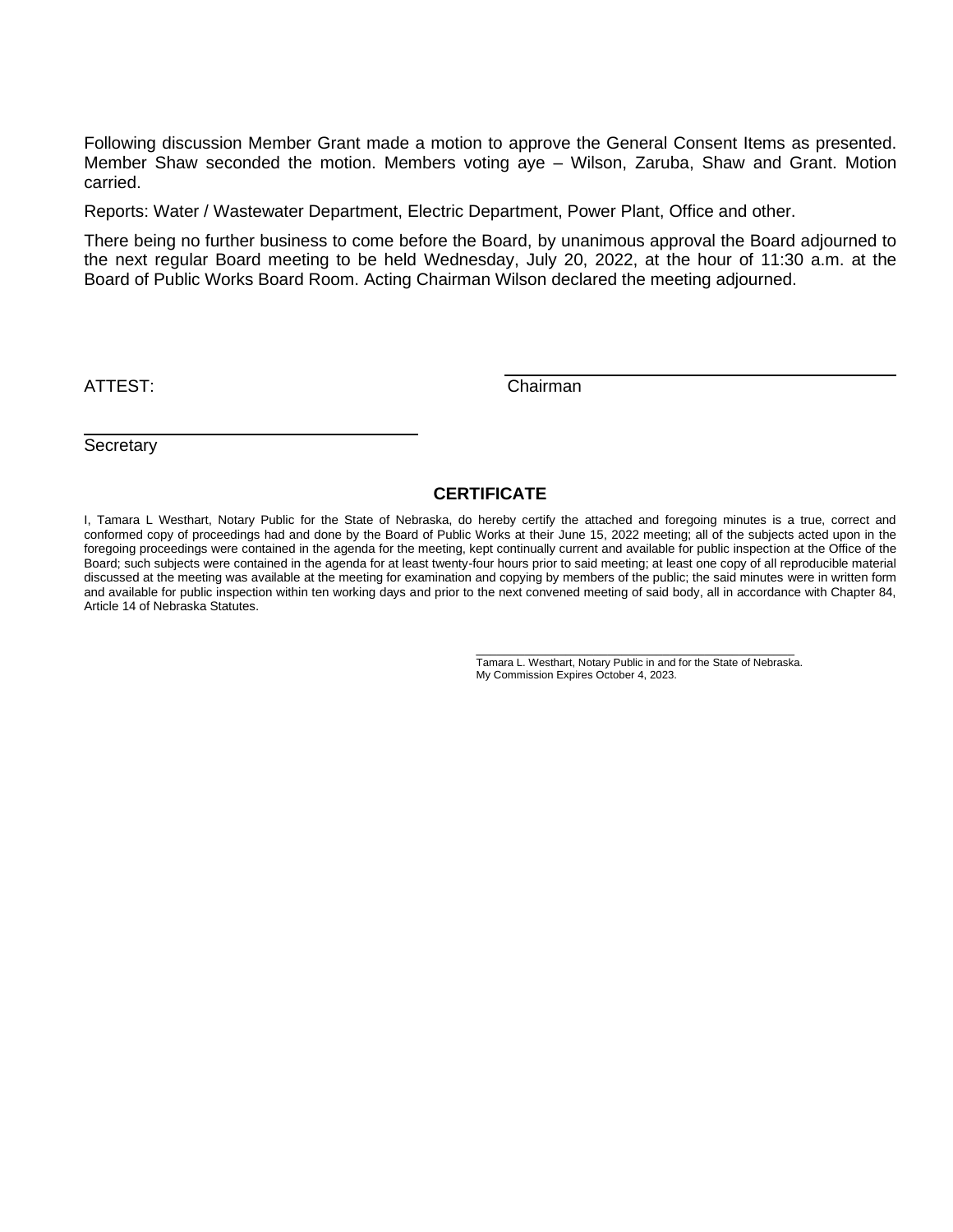Following discussion Member Grant made a motion to approve the General Consent Items as presented. Member Shaw seconded the motion. Members voting aye – Wilson, Zaruba, Shaw and Grant. Motion carried.

Reports: Water / Wastewater Department, Electric Department, Power Plant, Office and other.

There being no further business to come before the Board, by unanimous approval the Board adjourned to the next regular Board meeting to be held Wednesday, July 20, 2022, at the hour of 11:30 a.m. at the Board of Public Works Board Room. Acting Chairman Wilson declared the meeting adjourned.

ATTEST:

Chairman

Secretary

## CERTIFICATE

I, Tamara L Westhart, Notary Public for the State of Nebraska, do hereby certify the attached and foregoing minutes is a true, correct and conformed copy of proceedings had and done by the Board of Public Works at their June 15, 2022 meeting; all of the subjects acted upon in the foregoing proceedings were contained in the agenda for the meeting, kept continually current and available for public inspection at the Office of the Board; such subjects were contained in the agenda for at least twenty-four hours prior to said meeting; at least one copy of all reproducible material discussed at the meeting was available at the meeting for examination and copying by members of the public; the said minutes were in written form and available for public inspection within ten working days and prior to the next convened meeting of said body, all in accordance with Chapter 84, Article 14 of Nebraska Statutes.

Tamara L. Westhart, Notary Public in and for the State of Nebraska.
My Commission Expires October 4, 2023.